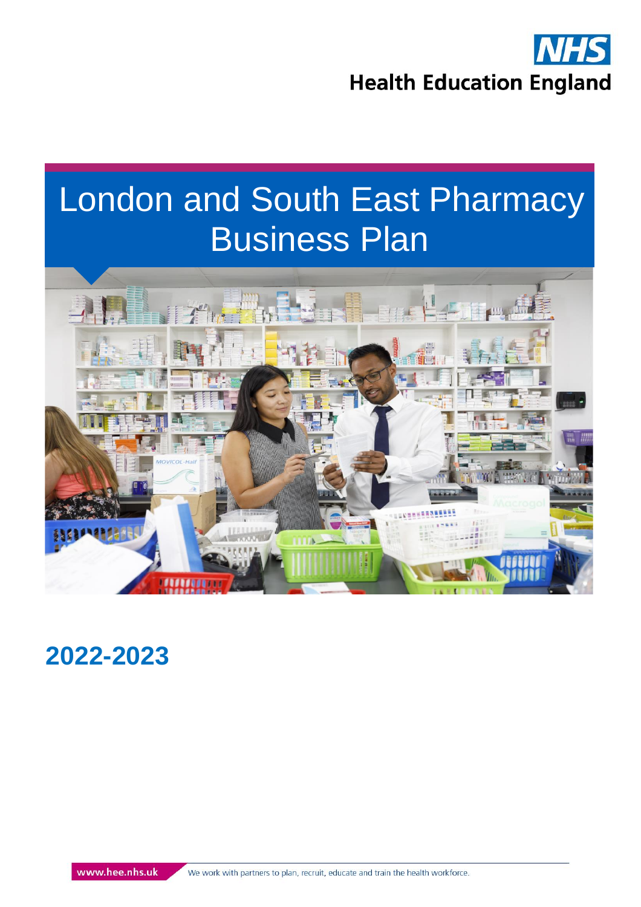NHS
Health Education England

# London and South East Pharmacy Business Plan

## 2022-2023

www.hee.nhs.uk

We work with partners to plan, recruit, educate and train the health workforce.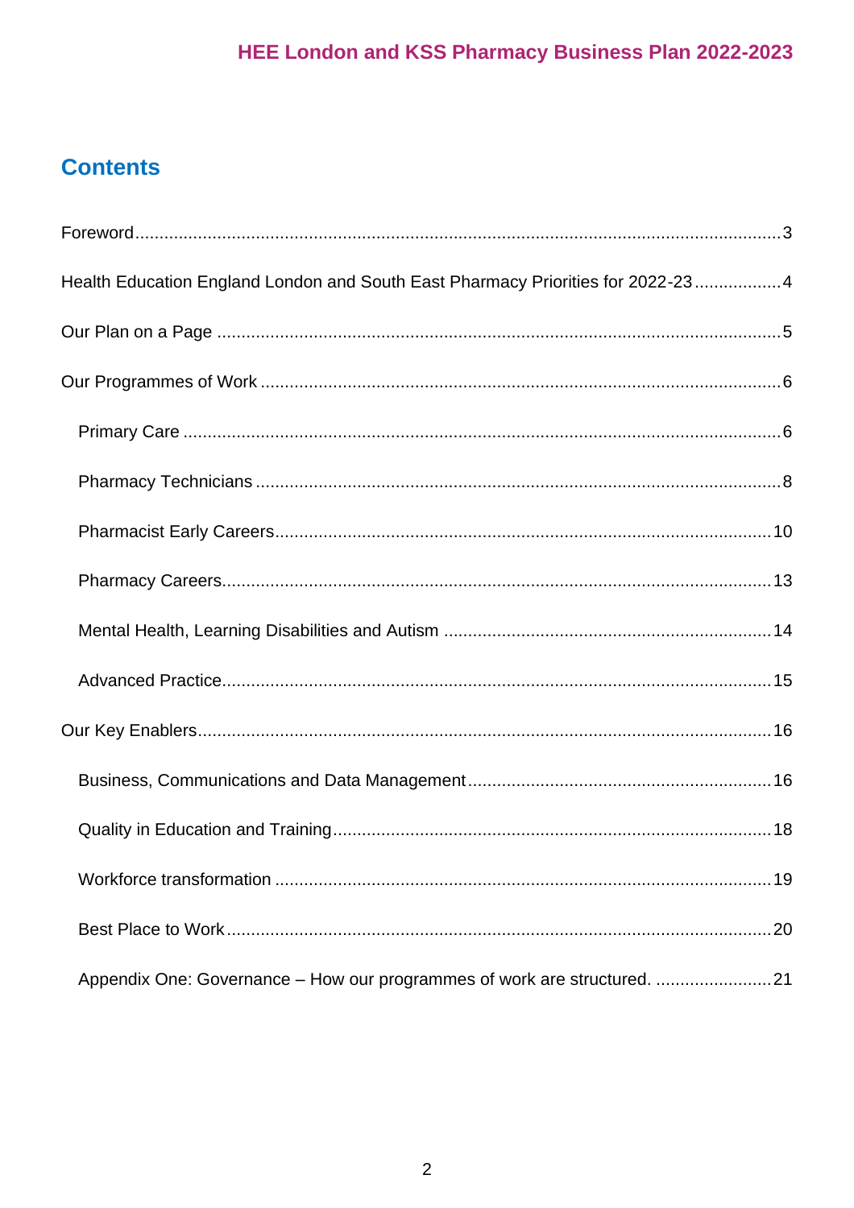## Contents

- Foreword ..... 3
- Health Education England London and South East Pharmacy Priorities for 2022-23 ..... 4
- Our Plan on a Page ..... 5
- Our Programmes of Work ..... 6
  - Primary Care ..... 6
  - Pharmacy Technicians ..... 8
  - Pharmacist Early Careers ..... 10
  - Pharmacy Careers ..... 13
  - Mental Health, Learning Disabilities and Autism ..... 14
  - Advanced Practice ..... 15
- Our Key Enablers ..... 16
  - Business, Communications and Data Management ..... 16
  - Quality in Education and Training ..... 18
  - Workforce transformation ..... 19
  - Best Place to Work ..... 20
  - Appendix One: Governance – How our programmes of work are structured. ..... 21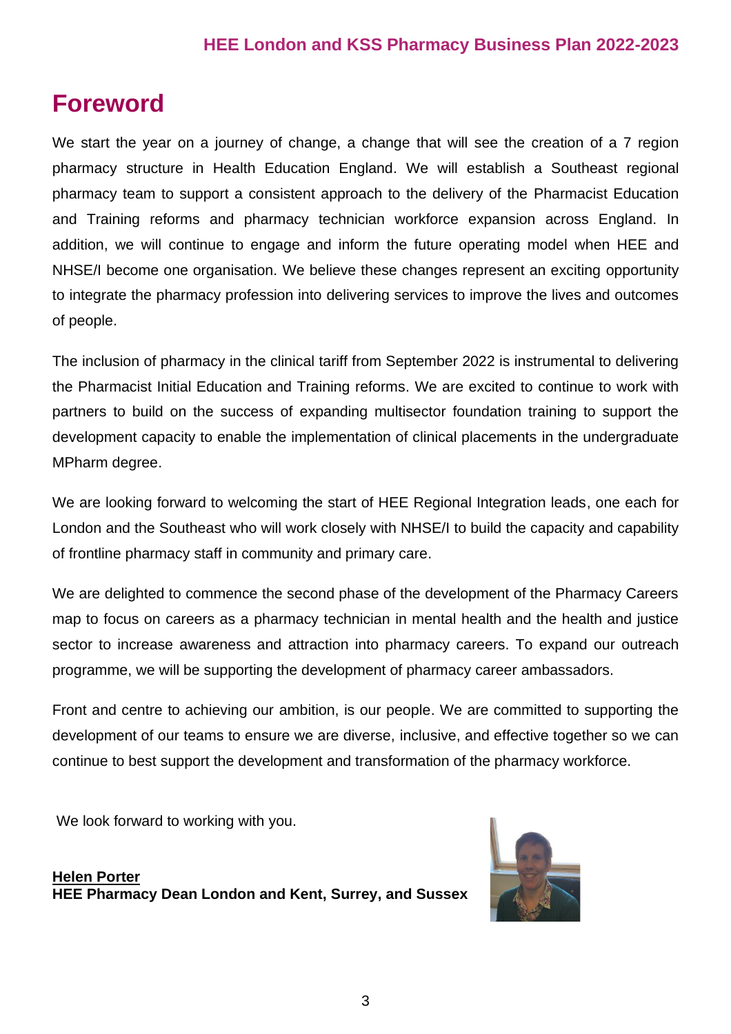# Foreword

We start the year on a journey of change, a change that will see the creation of a 7 region pharmacy structure in Health Education England. We will establish a Southeast regional pharmacy team to support a consistent approach to the delivery of the Pharmacist Education and Training reforms and pharmacy technician workforce expansion across England. In addition, we will continue to engage and inform the future operating model when HEE and NHSE/I become one organisation. We believe these changes represent an exciting opportunity to integrate the pharmacy profession into delivering services to improve the lives and outcomes of people.

The inclusion of pharmacy in the clinical tariff from September 2022 is instrumental to delivering the Pharmacist Initial Education and Training reforms. We are excited to continue to work with partners to build on the success of expanding multisector foundation training to support the development capacity to enable the implementation of clinical placements in the undergraduate MPharm degree.

We are looking forward to welcoming the start of HEE Regional Integration leads, one each for London and the Southeast who will work closely with NHSE/I to build the capacity and capability of frontline pharmacy staff in community and primary care.

We are delighted to commence the second phase of the development of the Pharmacy Careers map to focus on careers as a pharmacy technician in mental health and the health and justice sector to increase awareness and attraction into pharmacy careers. To expand our outreach programme, we will be supporting the development of pharmacy career ambassadors.

Front and centre to achieving our ambition, is our people. We are committed to supporting the development of our teams to ensure we are diverse, inclusive, and effective together so we can continue to best support the development and transformation of the pharmacy workforce.

We look forward to working with you.

**Helen Porter**
**HEE Pharmacy Dean London and Kent, Surrey, and Sussex**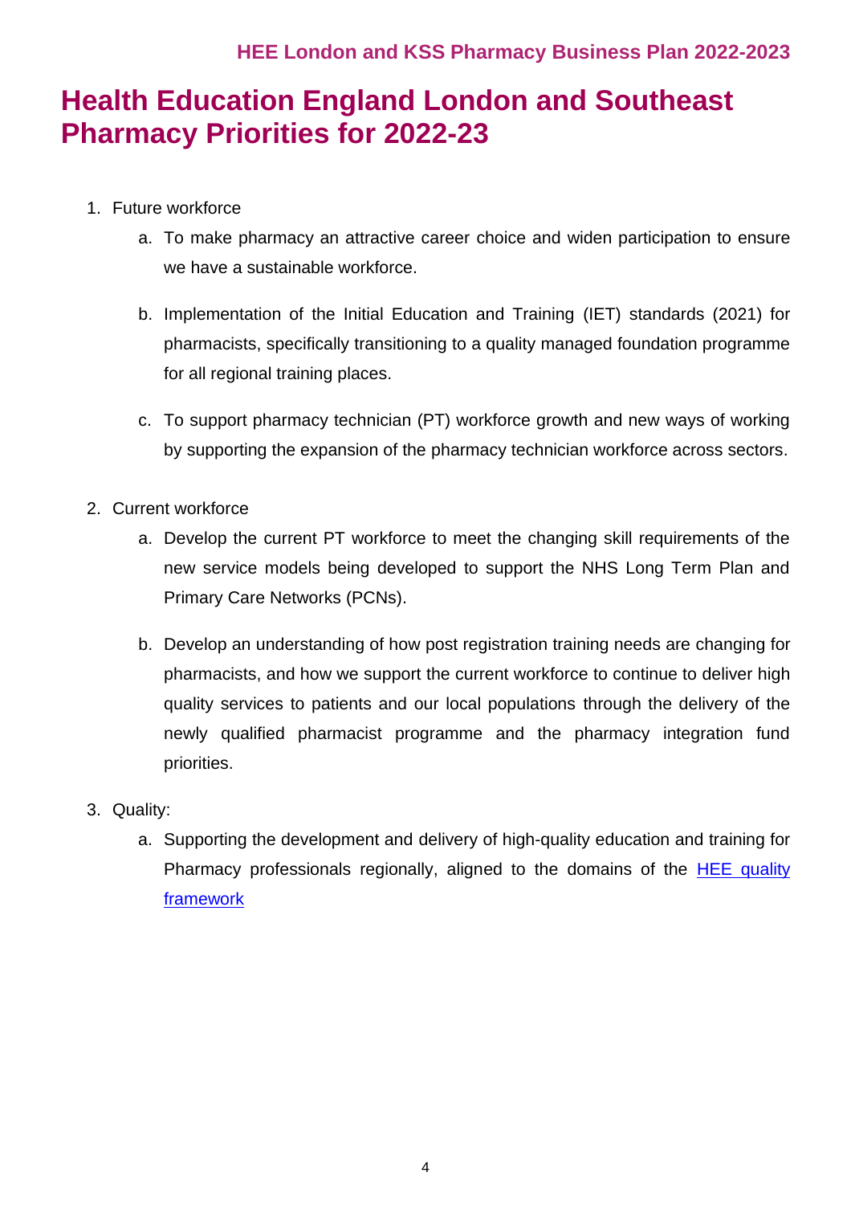# Health Education England London and Southeast Pharmacy Priorities for 2022-23

1. Future workforce
   a. To make pharmacy an attractive career choice and widen participation to ensure we have a sustainable workforce.

   b. Implementation of the Initial Education and Training (IET) standards (2021) for pharmacists, specifically transitioning to a quality managed foundation programme for all regional training places.

   c. To support pharmacy technician (PT) workforce growth and new ways of working by supporting the expansion of the pharmacy technician workforce across sectors.

2. Current workforce
   a. Develop the current PT workforce to meet the changing skill requirements of the new service models being developed to support the NHS Long Term Plan and Primary Care Networks (PCNs).

   b. Develop an understanding of how post registration training needs are changing for pharmacists, and how we support the current workforce to continue to deliver high quality services to patients and our local populations through the delivery of the newly qualified pharmacist programme and the pharmacy integration fund priorities.

3. Quality:
   a. Supporting the development and delivery of high-quality education and training for Pharmacy professionals regionally, aligned to the domains of the [HEE quality framework]()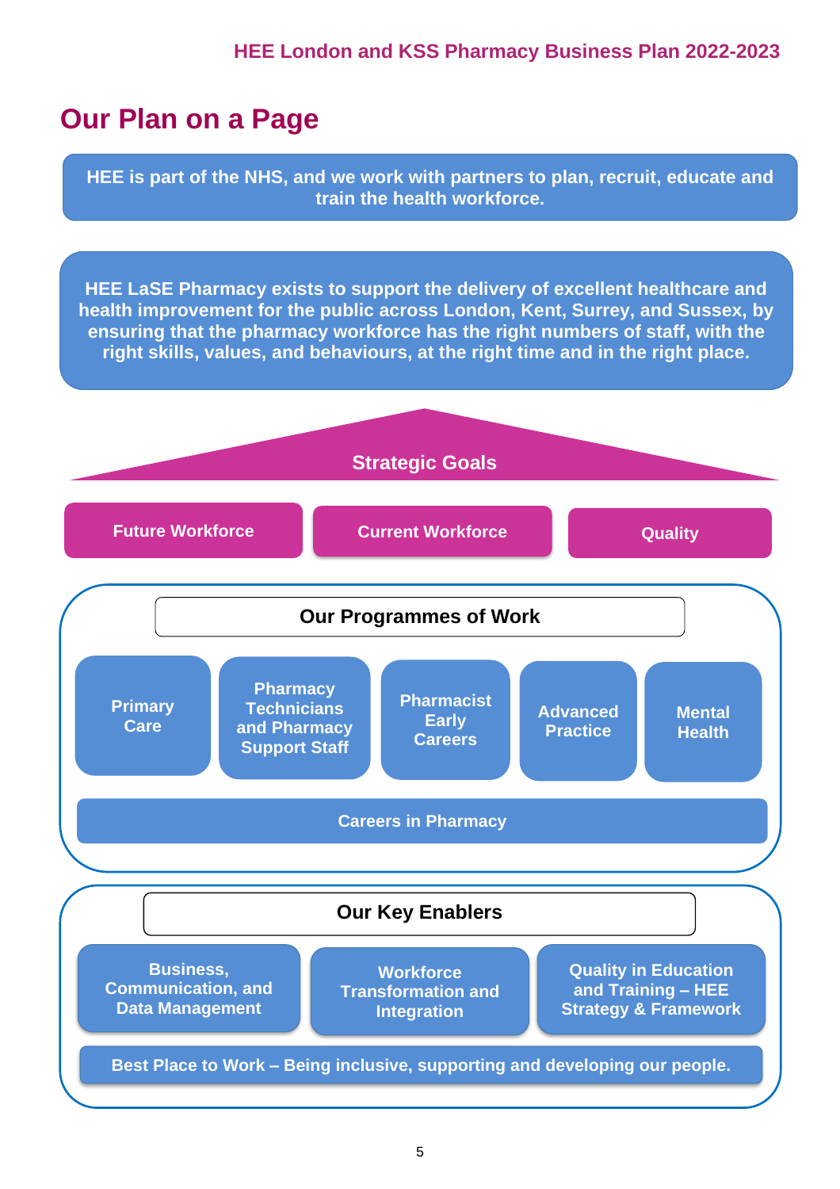# Our Plan on a Page

**HEE is part of the NHS, and we work with partners to plan, recruit, educate and train the health workforce.**

**HEE LaSE Pharmacy exists to support the delivery of excellent healthcare and health improvement for the public across London, Kent, Surrey, and Sussex, by ensuring that the pharmacy workforce has the right numbers of staff, with the right skills, values, and behaviours, at the right time and in the right place.**

## Strategic Goals

- Future Workforce
- Current Workforce
- Quality

## Our Programmes of Work

- Primary Care
- Pharmacy Technicians and Pharmacy Support Staff
- Pharmacist Early Careers
- Advanced Practice
- Mental Health
- Careers in Pharmacy

## Our Key Enablers

- Business, Communication, and Data Management
- Workforce Transformation and Integration
- Quality in Education and Training – HEE Strategy & Framework
- Best Place to Work – Being inclusive, supporting and developing our people.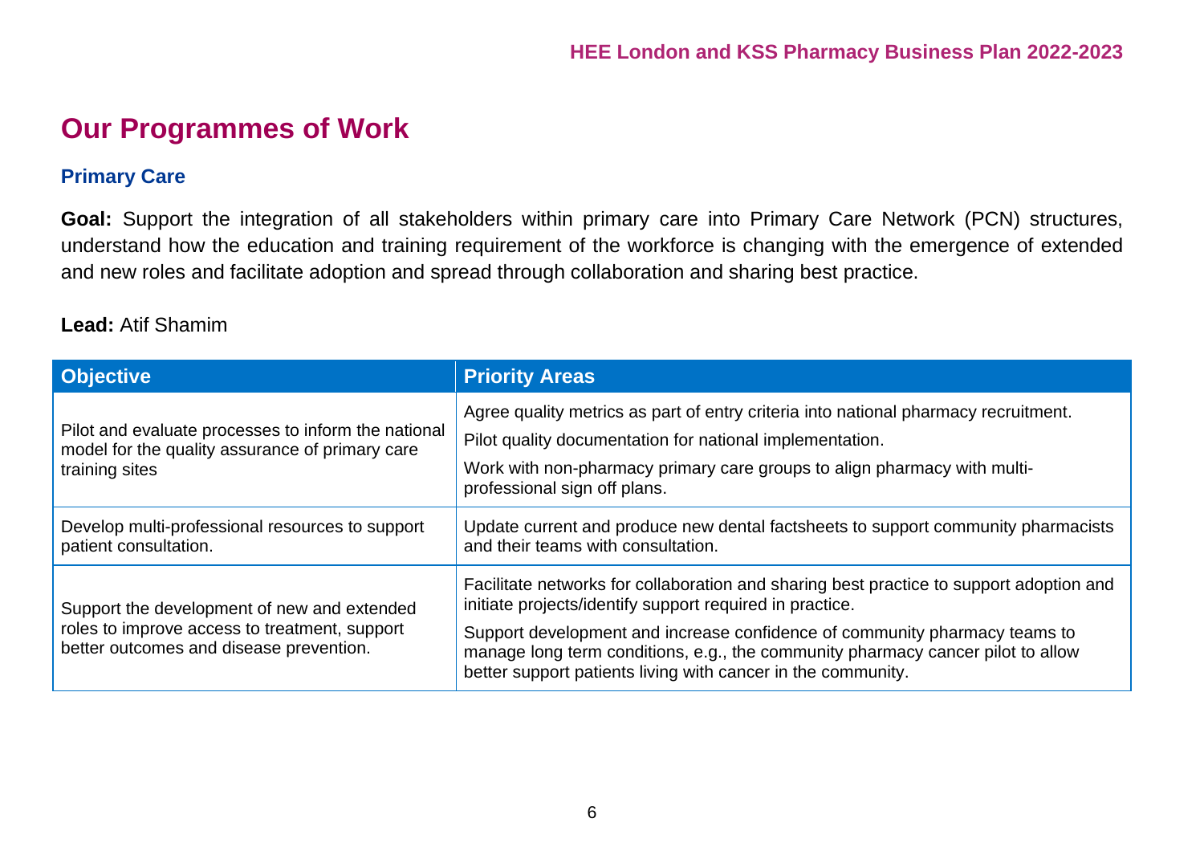# Our Programmes of Work

## Primary Care

**Goal:** Support the integration of all stakeholders within primary care into Primary Care Network (PCN) structures, understand how the education and training requirement of the workforce is changing with the emergence of extended and new roles and facilitate adoption and spread through collaboration and sharing best practice.

**Lead:** Atif Shamim

| Objective | Priority Areas |
|---|---|
| Pilot and evaluate processes to inform the national model for the quality assurance of primary care training sites | Agree quality metrics as part of entry criteria into national pharmacy recruitment.<br>Pilot quality documentation for national implementation.<br>Work with non-pharmacy primary care groups to align pharmacy with multi-professional sign off plans. |
| Develop multi-professional resources to support patient consultation. | Update current and produce new dental factsheets to support community pharmacists and their teams with consultation. |
| Support the development of new and extended roles to improve access to treatment, support better outcomes and disease prevention. | Facilitate networks for collaboration and sharing best practice to support adoption and initiate projects/identify support required in practice.<br>Support development and increase confidence of community pharmacy teams to manage long term conditions, e.g., the community pharmacy cancer pilot to allow better support patients living with cancer in the community. |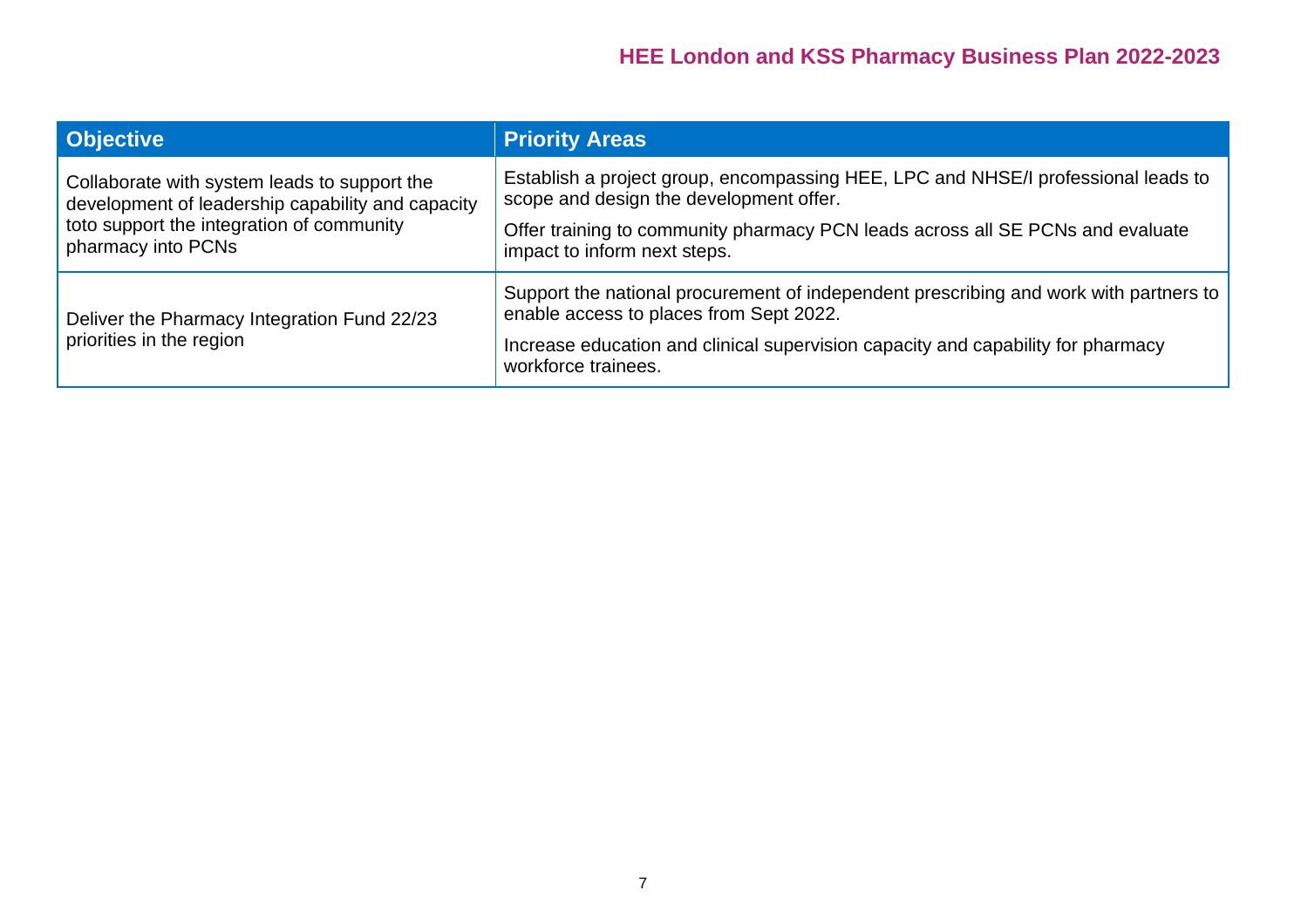| Objective | Priority Areas |
|---|---|
| Collaborate with system leads to support the development of leadership capability and capacity toto support the integration of community pharmacy into PCNs | Establish a project group, encompassing HEE, LPC and NHSE/I professional leads to scope and design the development offer.<br><br>Offer training to community pharmacy PCN leads across all SE PCNs and evaluate impact to inform next steps. |
| Deliver the Pharmacy Integration Fund 22/23 priorities in the region | Support the national procurement of independent prescribing and work with partners to enable access to places from Sept 2022.<br><br>Increase education and clinical supervision capacity and capability for pharmacy workforce trainees. |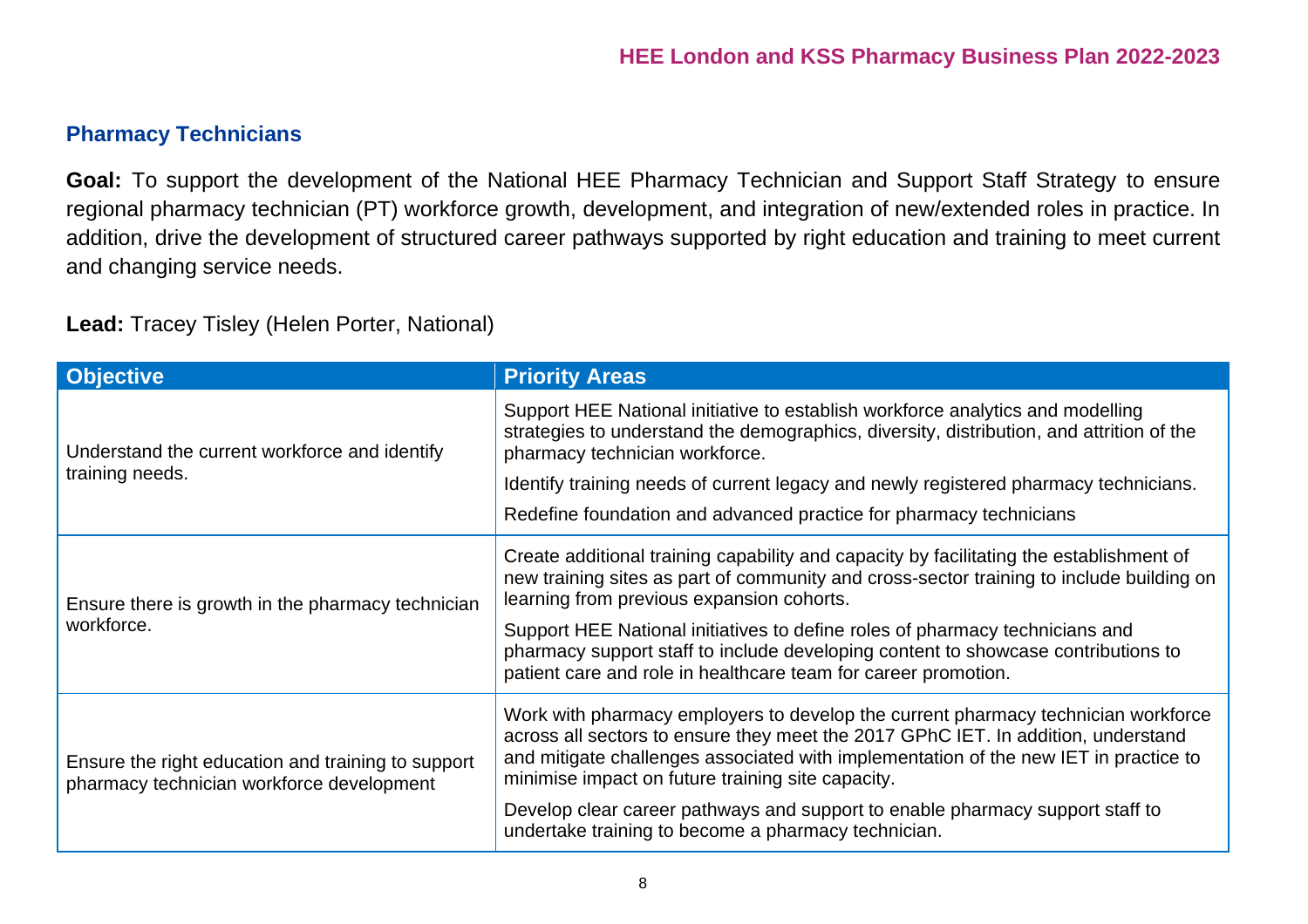## Pharmacy Technicians

**Goal:** To support the development of the National HEE Pharmacy Technician and Support Staff Strategy to ensure regional pharmacy technician (PT) workforce growth, development, and integration of new/extended roles in practice. In addition, drive the development of structured career pathways supported by right education and training to meet current and changing service needs.

**Lead:** Tracey Tisley (Helen Porter, National)

| Objective | Priority Areas |
|---|---|
| Understand the current workforce and identify training needs. | Support HEE National initiative to establish workforce analytics and modelling strategies to understand the demographics, diversity, distribution, and attrition of the pharmacy technician workforce.<br><br>Identify training needs of current legacy and newly registered pharmacy technicians.<br><br>Redefine foundation and advanced practice for pharmacy technicians |
| Ensure there is growth in the pharmacy technician workforce. | Create additional training capability and capacity by facilitating the establishment of new training sites as part of community and cross-sector training to include building on learning from previous expansion cohorts.<br><br>Support HEE National initiatives to define roles of pharmacy technicians and pharmacy support staff to include developing content to showcase contributions to patient care and role in healthcare team for career promotion. |
| Ensure the right education and training to support pharmacy technician workforce development | Work with pharmacy employers to develop the current pharmacy technician workforce across all sectors to ensure they meet the 2017 GPhC IET. In addition, understand and mitigate challenges associated with implementation of the new IET in practice to minimise impact on future training site capacity.<br><br>Develop clear career pathways and support to enable pharmacy support staff to undertake training to become a pharmacy technician. |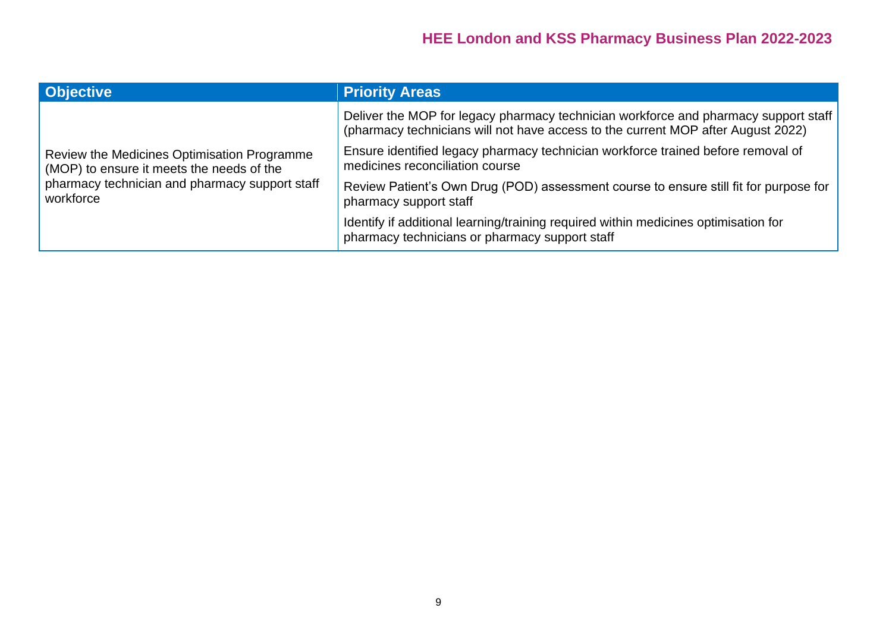| Objective | Priority Areas |
|---|---|
| Review the Medicines Optimisation Programme (MOP) to ensure it meets the needs of the pharmacy technician and pharmacy support staff workforce | Deliver the MOP for legacy pharmacy technician workforce and pharmacy support staff (pharmacy technicians will not have access to the current MOP after August 2022) |
| | Ensure identified legacy pharmacy technician workforce trained before removal of medicines reconciliation course |
| | Review Patient's Own Drug (POD) assessment course to ensure still fit for purpose for pharmacy support staff |
| | Identify if additional learning/training required within medicines optimisation for pharmacy technicians or pharmacy support staff |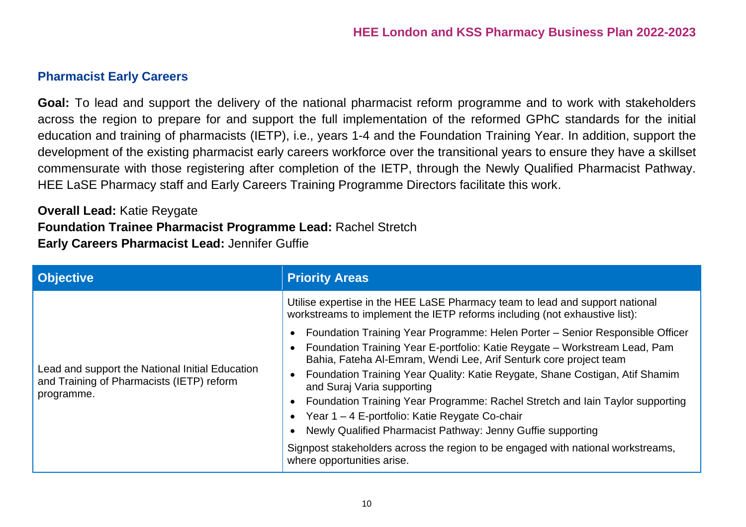## Pharmacist Early Careers

**Goal:** To lead and support the delivery of the national pharmacist reform programme and to work with stakeholders across the region to prepare for and support the full implementation of the reformed GPhC standards for the initial education and training of pharmacists (IETP), i.e., years 1-4 and the Foundation Training Year. In addition, support the development of the existing pharmacist early careers workforce over the transitional years to ensure they have a skillset commensurate with those registering after completion of the IETP, through the Newly Qualified Pharmacist Pathway. HEE LaSE Pharmacy staff and Early Careers Training Programme Directors facilitate this work.

**Overall Lead:** Katie Reygate
**Foundation Trainee Pharmacist Programme Lead:** Rachel Stretch
**Early Careers Pharmacist Lead:** Jennifer Guffie

| Objective | Priority Areas |
|---|---|
| Lead and support the National Initial Education and Training of Pharmacists (IETP) reform programme. | Utilise expertise in the HEE LaSE Pharmacy team to lead and support national workstreams to implement the IETP reforms including (not exhaustive list):<br>• Foundation Training Year Programme: Helen Porter – Senior Responsible Officer<br>• Foundation Training Year E-portfolio: Katie Reygate – Workstream Lead, Pam Bahia, Fateha Al-Emram, Wendi Lee, Arif Senturk core project team<br>• Foundation Training Year Quality: Katie Reygate, Shane Costigan, Atif Shamim and Suraj Varia supporting<br>• Foundation Training Year Programme: Rachel Stretch and Iain Taylor supporting<br>• Year 1 – 4 E-portfolio: Katie Reygate Co-chair<br>• Newly Qualified Pharmacist Pathway: Jenny Guffie supporting<br><br>Signpost stakeholders across the region to be engaged with national workstreams, where opportunities arise. |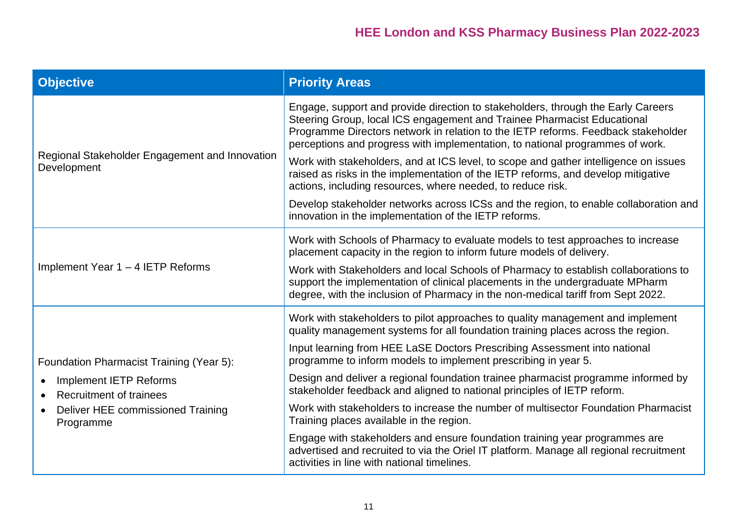| Objective | Priority Areas |
|---|---|
| Regional Stakeholder Engagement and Innovation Development | Engage, support and provide direction to stakeholders, through the Early Careers Steering Group, local ICS engagement and Trainee Pharmacist Educational Programme Directors network in relation to the IETP reforms. Feedback stakeholder perceptions and progress with implementation, to national programmes of work.<br><br>Work with stakeholders, and at ICS level, to scope and gather intelligence on issues raised as risks in the implementation of the IETP reforms, and develop mitigative actions, including resources, where needed, to reduce risk.<br><br>Develop stakeholder networks across ICSs and the region, to enable collaboration and innovation in the implementation of the IETP reforms. |
| Implement Year 1 – 4 IETP Reforms | Work with Schools of Pharmacy to evaluate models to test approaches to increase placement capacity in the region to inform future models of delivery.<br><br>Work with Stakeholders and local Schools of Pharmacy to establish collaborations to support the implementation of clinical placements in the undergraduate MPharm degree, with the inclusion of Pharmacy in the non-medical tariff from Sept 2022. |
| Foundation Pharmacist Training (Year 5):<br>• Implement IETP Reforms<br>• Recruitment of trainees<br>• Deliver HEE commissioned Training Programme | Work with stakeholders to pilot approaches to quality management and implement quality management systems for all foundation training places across the region.<br><br>Input learning from HEE LaSE Doctors Prescribing Assessment into national programme to inform models to implement prescribing in year 5.<br><br>Design and deliver a regional foundation trainee pharmacist programme informed by stakeholder feedback and aligned to national principles of IETP reform.<br><br>Work with stakeholders to increase the number of multisector Foundation Pharmacist Training places available in the region.<br><br>Engage with stakeholders and ensure foundation training year programmes are advertised and recruited to via the Oriel IT platform. Manage all regional recruitment activities in line with national timelines. |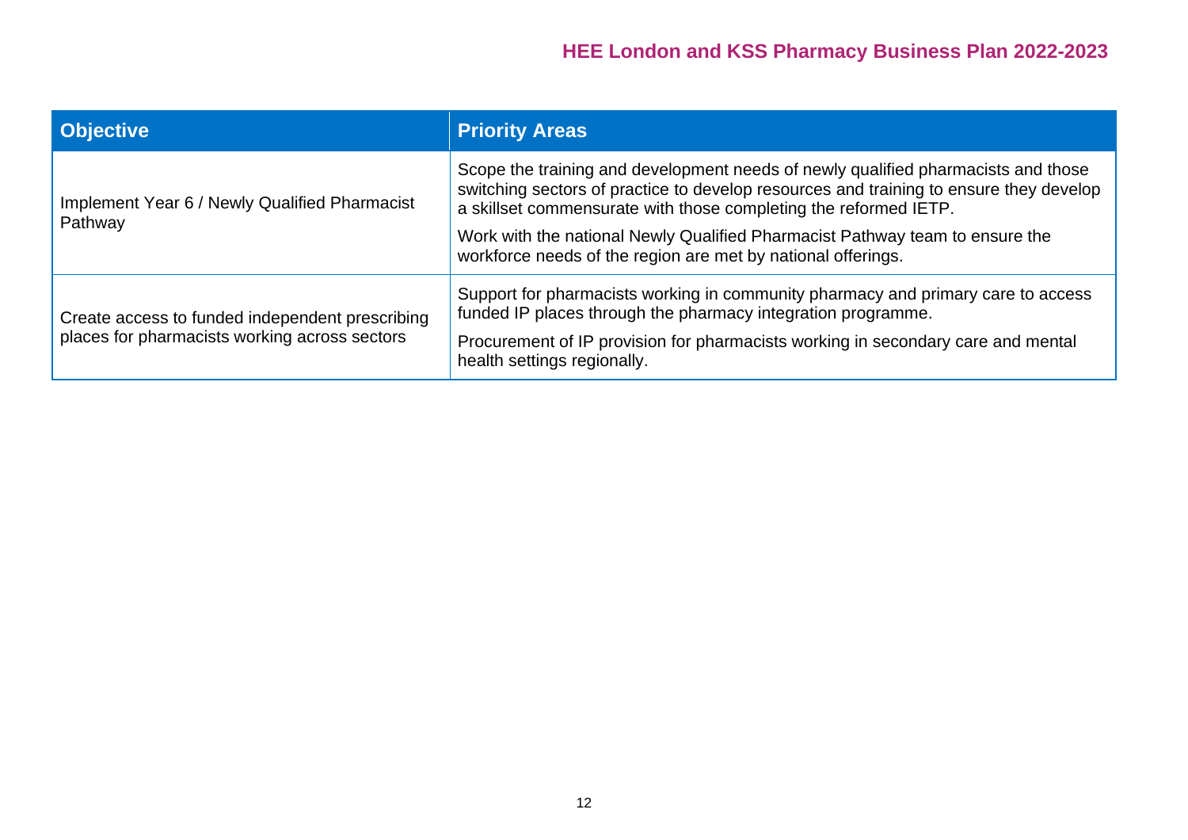| Objective | Priority Areas |
| --- | --- |
| Implement Year 6 / Newly Qualified Pharmacist Pathway | Scope the training and development needs of newly qualified pharmacists and those switching sectors of practice to develop resources and training to ensure they develop a skillset commensurate with those completing the reformed IETP.<br><br>Work with the national Newly Qualified Pharmacist Pathway team to ensure the workforce needs of the region are met by national offerings. |
| Create access to funded independent prescribing places for pharmacists working across sectors | Support for pharmacists working in community pharmacy and primary care to access funded IP places through the pharmacy integration programme.<br><br>Procurement of IP provision for pharmacists working in secondary care and mental health settings regionally. |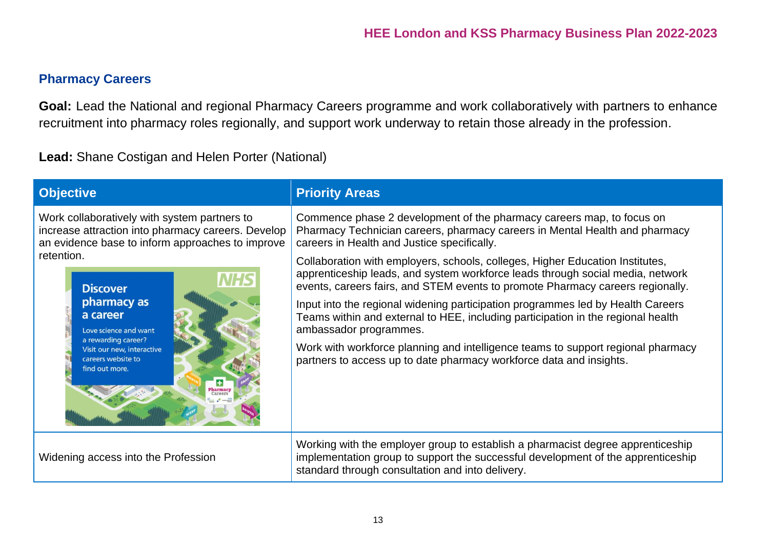## Pharmacy Careers

**Goal:** Lead the National and regional Pharmacy Careers programme and work collaboratively with partners to enhance recruitment into pharmacy roles regionally, and support work underway to retain those already in the profession.

**Lead:** Shane Costigan and Helen Porter (National)

| Objective | Priority Areas |
|---|---|
| Work collaboratively with system partners to increase attraction into pharmacy careers. Develop an evidence base to inform approaches to improve retention. | Commence phase 2 development of the pharmacy careers map, to focus on Pharmacy Technician careers, pharmacy careers in Mental Health and pharmacy careers in Health and Justice specifically.<br><br>Collaboration with employers, schools, colleges, Higher Education Institutes, apprenticeship leads, and system workforce leads through social media, network events, careers fairs, and STEM events to promote Pharmacy careers regionally.<br><br>Input into the regional widening participation programmes led by Health Careers Teams within and external to HEE, including participation in the regional health ambassador programmes.<br><br>Work with workforce planning and intelligence teams to support regional pharmacy partners to access up to date pharmacy workforce data and insights. |
| Widening access into the Profession | Working with the employer group to establish a pharmacist degree apprenticeship implementation group to support the successful development of the apprenticeship standard through consultation and into delivery. |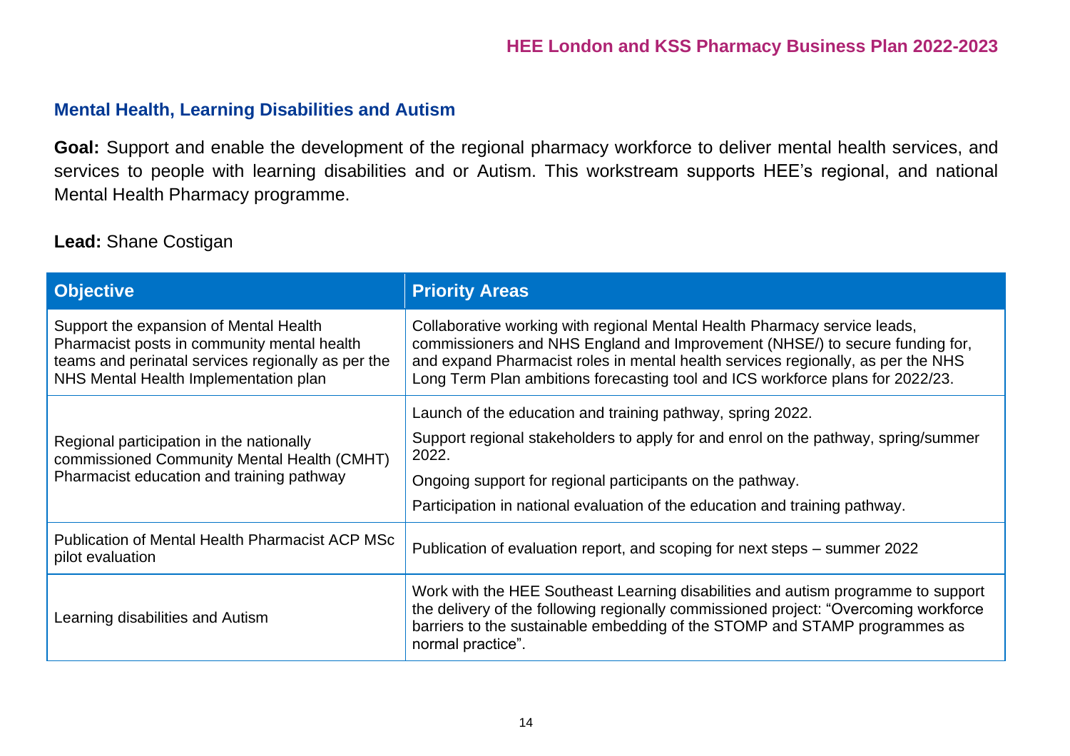## Mental Health, Learning Disabilities and Autism

**Goal:** Support and enable the development of the regional pharmacy workforce to deliver mental health services, and services to people with learning disabilities and or Autism. This workstream supports HEE's regional, and national Mental Health Pharmacy programme.

**Lead:** Shane Costigan

| Objective | Priority Areas |
|---|---|
| Support the expansion of Mental Health Pharmacist posts in community mental health teams and perinatal services regionally as per the NHS Mental Health Implementation plan | Collaborative working with regional Mental Health Pharmacy service leads, commissioners and NHS England and Improvement (NHSE/) to secure funding for, and expand Pharmacist roles in mental health services regionally, as per the NHS Long Term Plan ambitions forecasting tool and ICS workforce plans for 2022/23. |
| Regional participation in the nationally commissioned Community Mental Health (CMHT) Pharmacist education and training pathway | Launch of the education and training pathway, spring 2022.<br>Support regional stakeholders to apply for and enrol on the pathway, spring/summer 2022.<br>Ongoing support for regional participants on the pathway.<br>Participation in national evaluation of the education and training pathway. |
| Publication of Mental Health Pharmacist ACP MSc pilot evaluation | Publication of evaluation report, and scoping for next steps – summer 2022 |
| Learning disabilities and Autism | Work with the HEE Southeast Learning disabilities and autism programme to support the delivery of the following regionally commissioned project: "Overcoming workforce barriers to the sustainable embedding of the STOMP and STAMP programmes as normal practice". |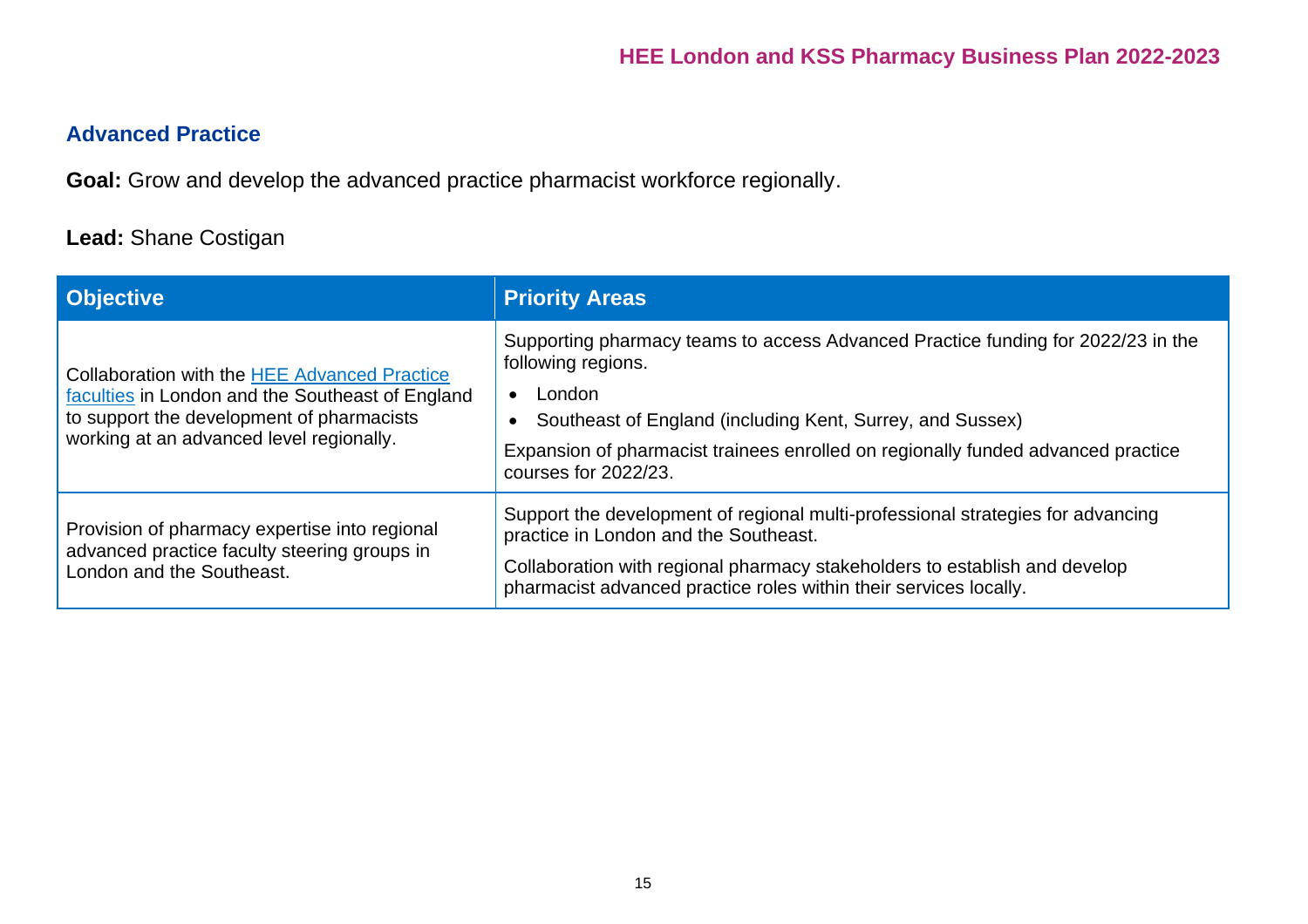## Advanced Practice

**Goal:** Grow and develop the advanced practice pharmacist workforce regionally.

**Lead:** Shane Costigan

| Objective | Priority Areas |
|---|---|
| Collaboration with the HEE Advanced Practice faculties in London and the Southeast of England to support the development of pharmacists working at an advanced level regionally. | Supporting pharmacy teams to access Advanced Practice funding for 2022/23 in the following regions.<br>• London<br>• Southeast of England (including Kent, Surrey, and Sussex)<br>Expansion of pharmacist trainees enrolled on regionally funded advanced practice courses for 2022/23. |
| Provision of pharmacy expertise into regional advanced practice faculty steering groups in London and the Southeast. | Support the development of regional multi-professional strategies for advancing practice in London and the Southeast.<br>Collaboration with regional pharmacy stakeholders to establish and develop pharmacist advanced practice roles within their services locally. |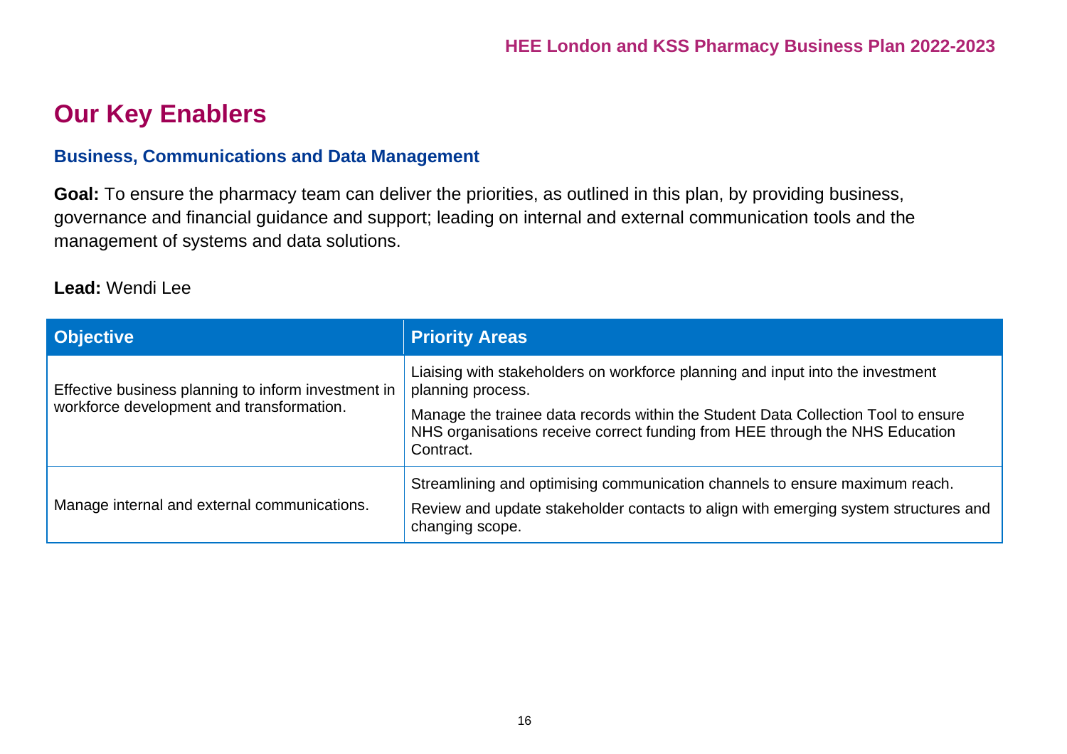# Our Key Enablers

### Business, Communications and Data Management

**Goal:** To ensure the pharmacy team can deliver the priorities, as outlined in this plan, by providing business, governance and financial guidance and support; leading on internal and external communication tools and the management of systems and data solutions.

**Lead:** Wendi Lee

| Objective | Priority Areas |
|---|---|
| Effective business planning to inform investment in workforce development and transformation. | Liaising with stakeholders on workforce planning and input into the investment planning process.<br><br>Manage the trainee data records within the Student Data Collection Tool to ensure NHS organisations receive correct funding from HEE through the NHS Education Contract. |
| Manage internal and external communications. | Streamlining and optimising communication channels to ensure maximum reach.<br><br>Review and update stakeholder contacts to align with emerging system structures and changing scope. |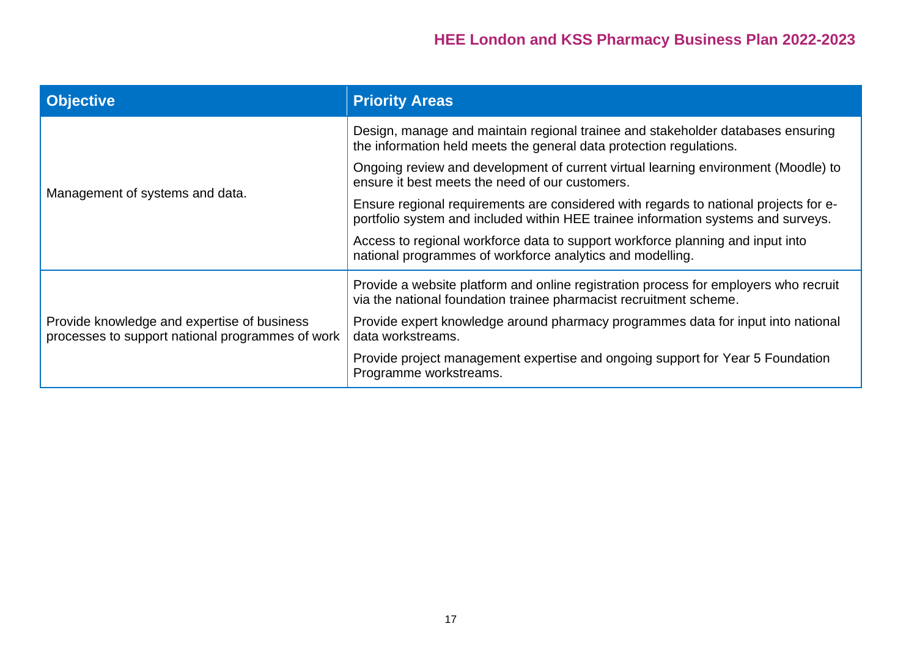| Objective | Priority Areas |
| --- | --- |
| Management of systems and data. | Design, manage and maintain regional trainee and stakeholder databases ensuring the information held meets the general data protection regulations. |
| | Ongoing review and development of current virtual learning environment (Moodle) to ensure it best meets the need of our customers. |
| | Ensure regional requirements are considered with regards to national projects for e-portfolio system and included within HEE trainee information systems and surveys. |
| | Access to regional workforce data to support workforce planning and input into national programmes of workforce analytics and modelling. |
| Provide knowledge and expertise of business processes to support national programmes of work | Provide a website platform and online registration process for employers who recruit via the national foundation trainee pharmacist recruitment scheme. |
| | Provide expert knowledge around pharmacy programmes data for input into national data workstreams. |
| | Provide project management expertise and ongoing support for Year 5 Foundation Programme workstreams. |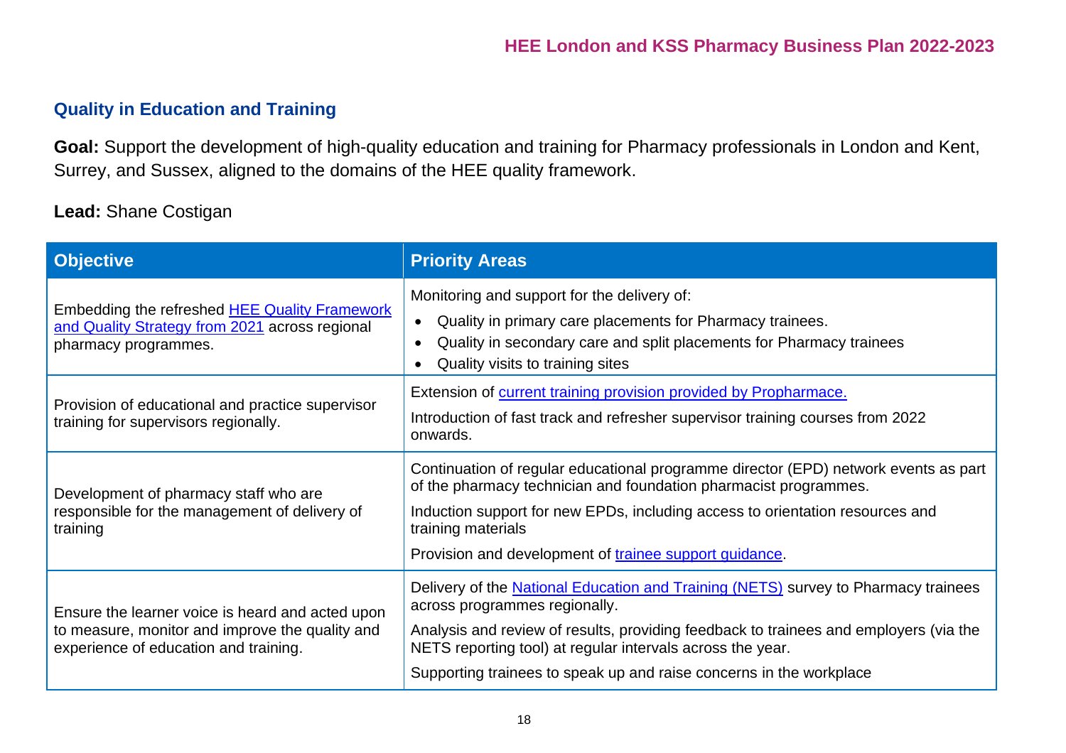## Quality in Education and Training

**Goal:** Support the development of high-quality education and training for Pharmacy professionals in London and Kent, Surrey, and Sussex, aligned to the domains of the HEE quality framework.

**Lead:** Shane Costigan

| Objective | Priority Areas |
|---|---|
| Embedding the refreshed HEE Quality Framework and Quality Strategy from 2021 across regional pharmacy programmes. | Monitoring and support for the delivery of:<br>• Quality in primary care placements for Pharmacy trainees.<br>• Quality in secondary care and split placements for Pharmacy trainees<br>• Quality visits to training sites |
| Provision of educational and practice supervisor training for supervisors regionally. | Extension of current training provision provided by Propharmace.<br>Introduction of fast track and refresher supervisor training courses from 2022 onwards. |
| Development of pharmacy staff who are responsible for the management of delivery of training | Continuation of regular educational programme director (EPD) network events as part of the pharmacy technician and foundation pharmacist programmes.<br>Induction support for new EPDs, including access to orientation resources and training materials<br>Provision and development of trainee support guidance. |
| Ensure the learner voice is heard and acted upon to measure, monitor and improve the quality and experience of education and training. | Delivery of the National Education and Training (NETS) survey to Pharmacy trainees across programmes regionally.<br>Analysis and review of results, providing feedback to trainees and employers (via the NETS reporting tool) at regular intervals across the year.<br>Supporting trainees to speak up and raise concerns in the workplace |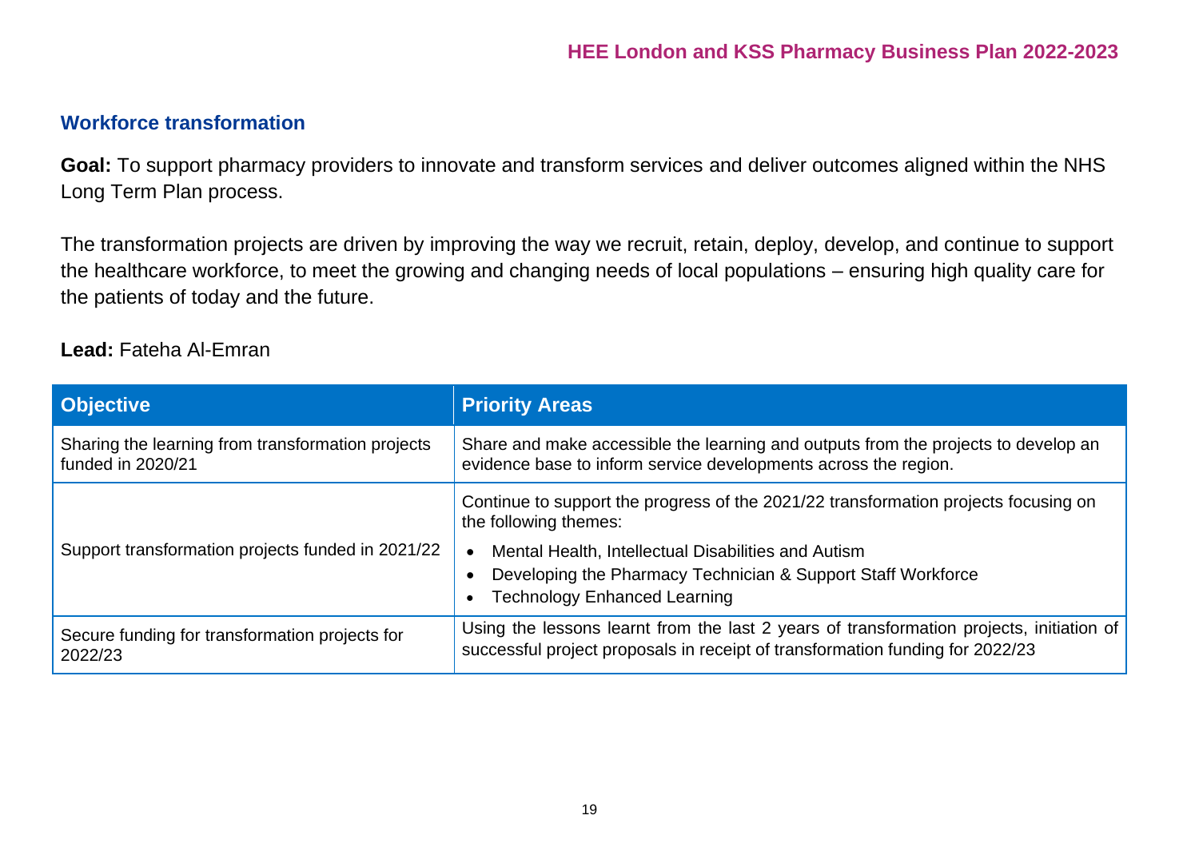## Workforce transformation

**Goal:** To support pharmacy providers to innovate and transform services and deliver outcomes aligned within the NHS Long Term Plan process.

The transformation projects are driven by improving the way we recruit, retain, deploy, develop, and continue to support the healthcare workforce, to meet the growing and changing needs of local populations – ensuring high quality care for the patients of today and the future.

**Lead:** Fateha Al-Emran

| Objective | Priority Areas |
|---|---|
| Sharing the learning from transformation projects funded in 2020/21 | Share and make accessible the learning and outputs from the projects to develop an evidence base to inform service developments across the region. |
| Support transformation projects funded in 2021/22 | Continue to support the progress of the 2021/22 transformation projects focusing on the following themes: <br>• Mental Health, Intellectual Disabilities and Autism <br>• Developing the Pharmacy Technician & Support Staff Workforce <br>• Technology Enhanced Learning |
| Secure funding for transformation projects for 2022/23 | Using the lessons learnt from the last 2 years of transformation projects, initiation of successful project proposals in receipt of transformation funding for 2022/23 |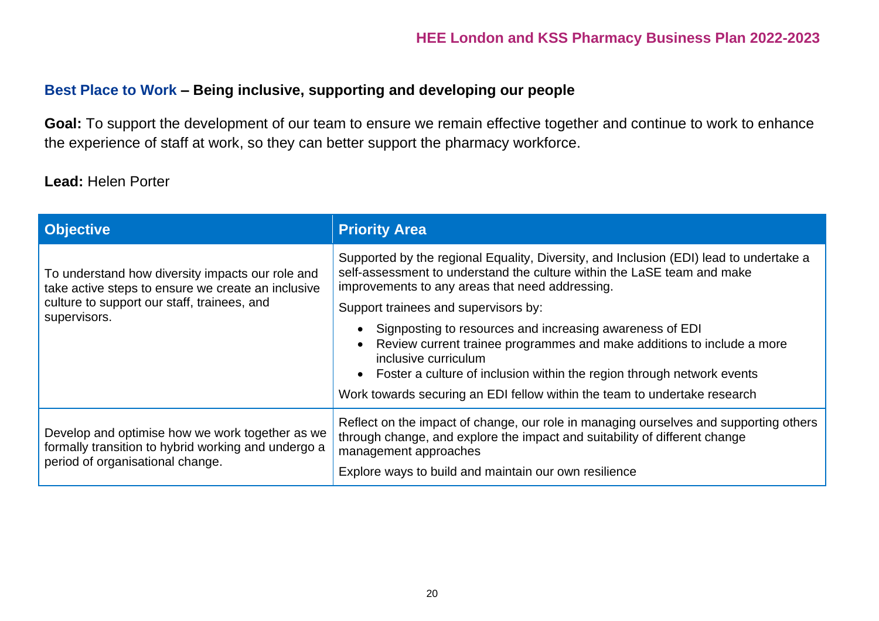## Best Place to Work – Being inclusive, supporting and developing our people

**Goal:** To support the development of our team to ensure we remain effective together and continue to work to enhance the experience of staff at work, so they can better support the pharmacy workforce.

**Lead:** Helen Porter

| Objective | Priority Area |
|---|---|
| To understand how diversity impacts our role and take active steps to ensure we create an inclusive culture to support our staff, trainees, and supervisors. | Supported by the regional Equality, Diversity, and Inclusion (EDI) lead to undertake a self-assessment to understand the culture within the LaSE team and make improvements to any areas that need addressing.<br><br>Support trainees and supervisors by:<br>• Signposting to resources and increasing awareness of EDI<br>• Review current trainee programmes and make additions to include a more inclusive curriculum<br>• Foster a culture of inclusion within the region through network events<br><br>Work towards securing an EDI fellow within the team to undertake research |
| Develop and optimise how we work together as we formally transition to hybrid working and undergo a period of organisational change. | Reflect on the impact of change, our role in managing ourselves and supporting others through change, and explore the impact and suitability of different change management approaches<br><br>Explore ways to build and maintain our own resilience |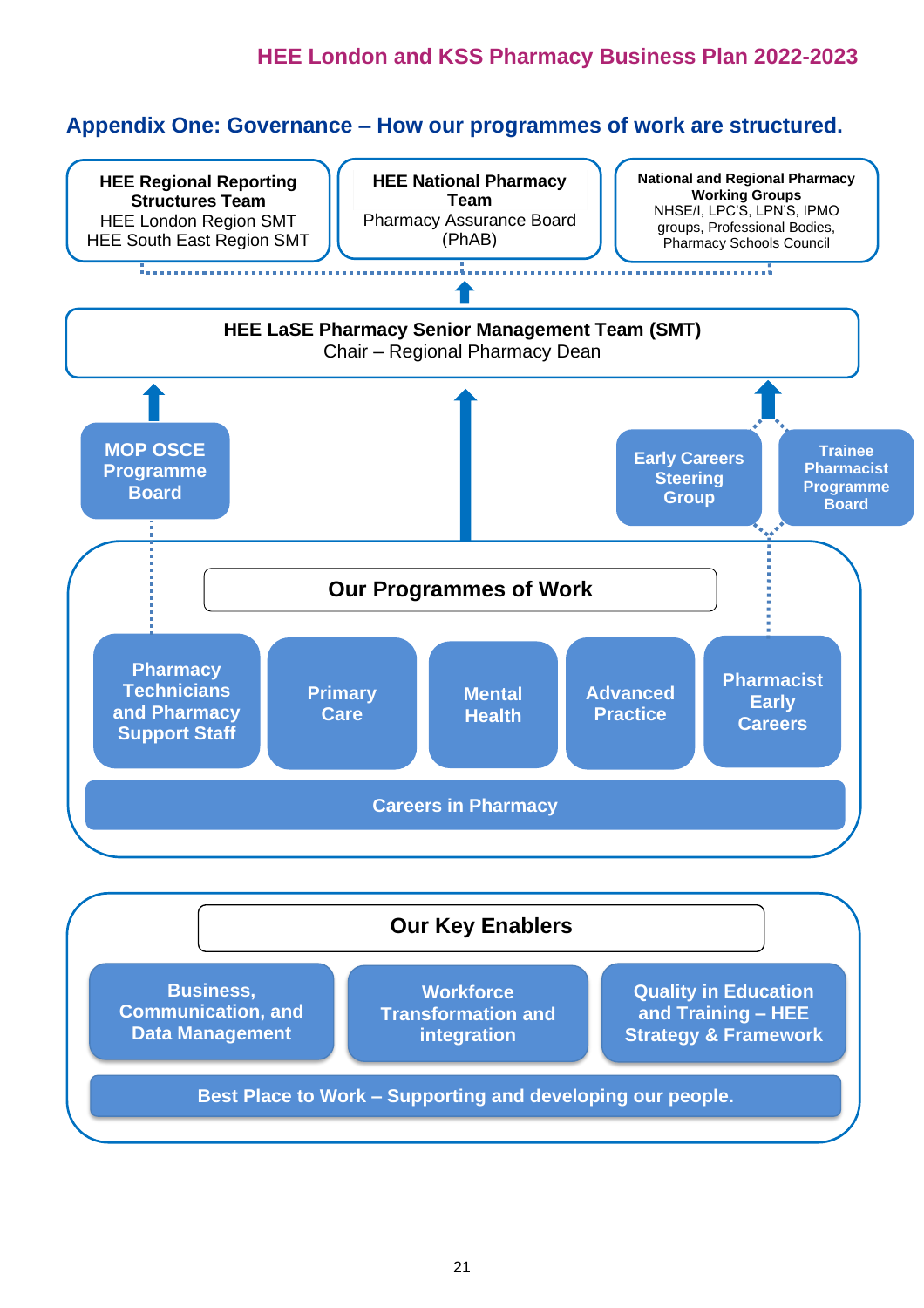## Appendix One: Governance – How our programmes of work are structured.

**HEE Regional Reporting Structures Team**
HEE London Region SMT
HEE South East Region SMT

**HEE National Pharmacy Team**
Pharmacy Assurance Board (PhAB)

**National and Regional Pharmacy Working Groups**
NHSE/I, LPC'S, LPN'S, IPMO groups, Professional Bodies, Pharmacy Schools Council

**HEE LaSE Pharmacy Senior Management Team (SMT)**
Chair – Regional Pharmacy Dean

**MOP OSCE Programme Board**

**Early Careers Steering Group**

**Trainee Pharmacist Programme Board**

### Our Programmes of Work

- **Pharmacy Technicians and Pharmacy Support Staff**
- **Primary Care**
- **Mental Health**
- **Advanced Practice**
- **Pharmacist Early Careers**
- **Careers in Pharmacy**

### Our Key Enablers

- **Business, Communication, and Data Management**
- **Workforce Transformation and integration**
- **Quality in Education and Training – HEE Strategy & Framework**
- **Best Place to Work – Supporting and developing our people.**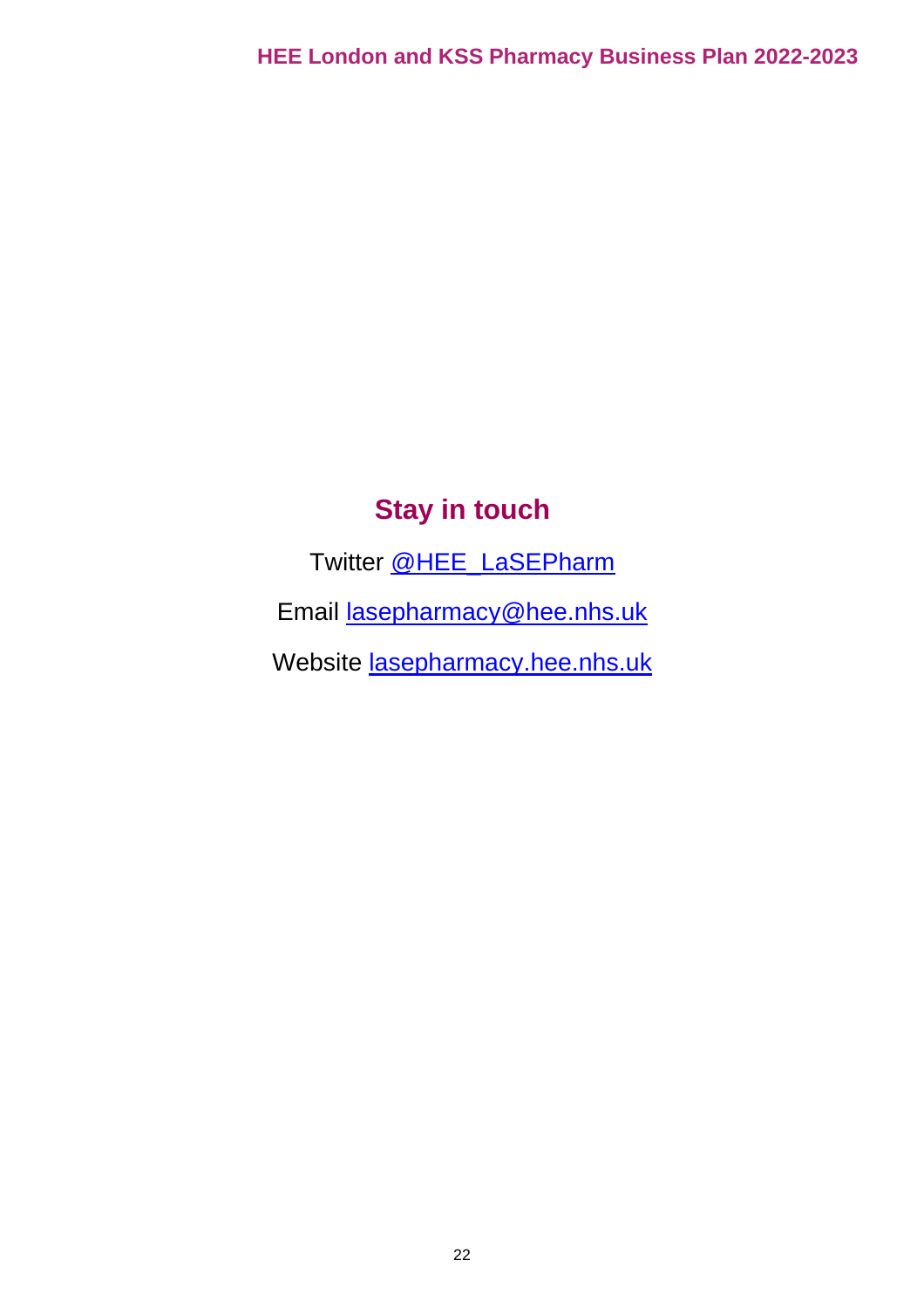## Stay in touch

Twitter @HEE_LaSEPharm

Email lasepharmacy@hee.nhs.uk

Website lasepharmacy.hee.nhs.uk